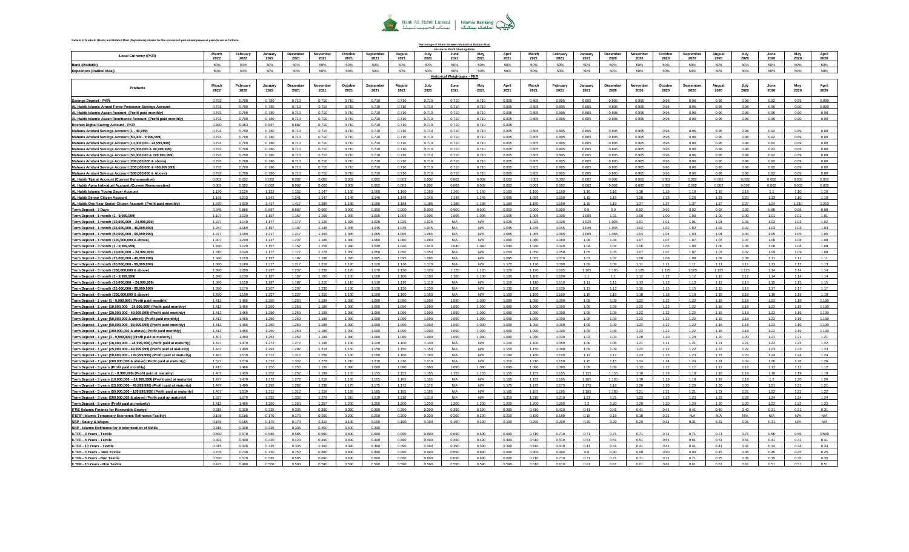**Bank AL Habib Limited | Islamic Banking**

**Details of Mudarib (Bank) and Rabbul Maal (Depositors) share for the concerned period and previous periods are as follows:**

**Percentage of Share between Mudarib & Rabbul-Maal**

**Historical Profit Sharing Ratio**

| Local Currency (PKR) | March 2022 | February 2022 | January 2022 | December 2021 | November 2021 | October 2021 | September 2021 | August 2021 | July 2021 | June 2021 | May 2021 | April 2021 | March 2021 | February 2021 | January 2021 | December 2020 | November 2020 | October 2020 | September 2020 | August 2020 | July 2020 | June 2020 | May 2020 | April 2020 |
|---|---|---|---|---|---|---|---|---|---|---|---|---|---|---|---|---|---|---|---|---|---|---|---|---|
| Bank (Mudarib) | 50% | 50% | 50% | 50% | 50% | 50% | 50% | 50% | 50% | 50% | 50% | 50% | 50% | 50% | 50% | 50% | 50% | 50% | 50% | 50% | 50% | 50% | 50% | 50% |
| Depositors (Rabbul Maal) | 50% | 50% | 50% | 50% | 50% | 50% | 50% | 50% | 50% | 50% | 50% | 50% | 50% | 50% | 50% | 50% | 50% | 50% | 50% | 50% | 50% | 50% | 50% | 50% |

**Historical Weightages - PKR**

| Products | March 2022 | February 2022 | January 2022 | December 2021 | November 2021 | October 2021 | September 2021 | August 2021 | July 2021 | June 2021 | May 2021 | April 2021 | March 2021 | February 2021 | January 2021 | December 2020 | November 2020 | October 2020 | September 2020 | August 2020 | July 2020 | June 2020 | May 2020 | April 2020 |
|---|---|---|---|---|---|---|---|---|---|---|---|---|---|---|---|---|---|---|---|---|---|---|---|---|
| Savings Deposit - PKR | 0.793 | 0.780 | 0.780 | 0.710 | 0.710 | 0.710 | 0.710 | 0.710 | 0.710 | 0.710 | 0.710 | 0.805 | 0.805 | 0.805 | 0.805 | 0.805 | 0.905 | 0.96 | 0.96 | 0.96 | 0.96 | 0.92 | 0.89 | 0.890 |
| AL Habib Islamic Armed Force Pensioner Savings Account | 0.793 | 0.780 | 0.780 | 0.710 | 0.710 | 0.710 | 0.710 | 0.710 | 0.710 | 0.710 | 0.710 | 0.805 | 0.805 | 0.805 | 0.805 | 0.805 | 0.905 | 0.96 | 0.96 | 0.96 | 0.96 | 0.96 | 0.90 | 0.890 |
| AL Habib Islamic Asaan Account (Profit paid monthly) | 0.793 | 0.780 | 0.780 | 0.710 | 0.710 | 0.710 | 0.710 | 0.710 | 0.710 | 0.710 | 0.710 | 0.805 | 0.805 | 0.805 | 0.805 | 0.805 | 0.905 | 0.96 | 0.96 | 0.96 | 0.96 | 0.96 | 0.90 | 0.90 |
| AL Habib Islamic Asaan Remittance Account (Profit paid monthly) | 0.793 | 0.780 | 0.780 | 0.710 | 0.710 | 0.710 | 0.710 | 0.710 | 0.710 | 0.710 | 0.710 | 0.805 | 0.805 | 0.805 | 0.805 | 0.805 | 0.905 | 0.96 | 0.96 | 0.96 | 0.96 | 0.96 | 0.90 | 0.90 |
| Roshan Digital Saving Account - PKR | 0.960 | 0.953 | 0.957 | 0.887 | 0.710 | 0.710 | 0.710 | 0.710 | 0.710 | 0.710 | 0.710 | 0.805 | | | | | | | | | | | | |
| Mahana Amdani Savings Account (1 - 49,999) | 0.793 | 0.780 | 0.780 | 0.710 | 0.710 | 0.710 | 0.710 | 0.710 | 0.710 | 0.710 | 0.710 | 0.805 | 0.805 | 0.805 | 0.805 | 0.805 | 0.905 | 0.96 | 0.96 | 0.96 | 0.96 | 0.92 | 0.89 | 0.89 |
| Mahana Amdani Savings Account (50,000 - 9,999,999) | 0.793 | 0.780 | 0.780 | 0.710 | 0.710 | 0.710 | 0.710 | 0.710 | 0.710 | 0.710 | 0.710 | 0.805 | 0.805 | 0.805 | 0.805 | 0.805 | 0.905 | 0.96 | 0.96 | 0.96 | 0.96 | 0.92 | 0.89 | 0.89 |
| Mahana Amdani Savings Account (10,000,000 - 24,999,999) | 0.793 | 0.780 | 0.780 | 0.710 | 0.710 | 0.710 | 0.710 | 0.710 | 0.710 | 0.710 | 0.710 | 0.805 | 0.805 | 0.805 | 0.805 | 0.805 | 0.905 | 0.96 | 0.96 | 0.96 | 0.96 | 0.92 | 0.89 | 0.89 |
| Mahana Amdani Savings Account (25,000,000 & 49,999,999) | 0.793 | 0.780 | 0.780 | 0.710 | 0.710 | 0.710 | 0.710 | 0.710 | 0.710 | 0.710 | 0.710 | 0.805 | 0.805 | 0.805 | 0.805 | 0.805 | 0.905 | 0.96 | 0.96 | 0.96 | 0.96 | 0.92 | 0.89 | 0.89 |
| Mahana Amdani Savings Account (50,000,000 & 199,999,999) | 0.793 | 0.780 | 0.780 | 0.710 | 0.710 | 0.710 | 0.710 | 0.710 | 0.710 | 0.710 | 0.710 | 0.805 | 0.805 | 0.805 | 0.805 | 0.805 | 0.905 | 0.96 | 0.96 | 0.96 | 0.96 | 0.92 | 0.89 | 0.89 |
| Mahana Amdani Savings Account (200,000,000 & above) | 0.793 | 0.780 | 0.780 | 0.710 | 0.710 | 0.710 | 0.710 | 0.710 | 0.710 | 0.710 | 0.710 | 0.805 | 0.805 | 0.805 | 0.805 | 0.805 | 0.905 | 0.96 | 0.96 | 0.96 | 0.96 | 0.92 | 0.89 | 0.89 |
| Mahana Amdani Savings Account (200,000,000 & 499,999,999) | 0.793 | 0.780 | 0.780 | 0.710 | 0.710 | 0.710 | 0.710 | 0.710 | 0.710 | 0.710 | 0.710 | 0.805 | 0.805 | 0.805 | 0.805 | 0.805 | 0.905 | 0.96 | 0.96 | 0.96 | 0.96 | 0.92 | 0.89 | 0.89 |
| Mahana Amdani Savings Account (500,000,000 & Above) | 0.793 | 0.780 | 0.780 | 0.710 | 0.710 | 0.710 | 0.710 | 0.710 | 0.710 | 0.710 | 0.710 | 0.805 | 0.805 | 0.805 | 0.805 | 0.805 | 0.905 | 0.96 | 0.96 | 0.96 | 0.96 | 0.92 | 0.89 | 0.89 |
| AL Habib Tijarat Account (Current Remunerative) | 0.002 | 0.002 | 0.002 | 0.002 | 0.002 | 0.002 | 0.002 | 0.002 | 0.002 | 0.002 | 0.002 | 0.002 | 0.002 | 0.002 | 0.002 | 0.002 | 0.002 | 0.002 | 0.002 | 0.002 | 0.002 | 0.002 | 0.002 | 0.002 |
| AL Habib Apna Individual Account (Current Remunerative) | 0.002 | 0.002 | 0.002 | 0.002 | 0.002 | 0.002 | 0.002 | 0.002 | 0.002 | 0.002 | 0.002 | 0.002 | 0.002 | 0.002 | 0.002 | 0.002 | 0.002 | 0.002 | 0.002 | 0.002 | 0.002 | 0.002 | 0.002 | 0.002 |
| AL Habib Islamic Young Saver Account | 1.120 | 1.126 | 1.152 | 1.152 | 1.147 | 1.160 | 1.160 | 1.160 | 1.160 | 1.160 | 1.160 | 1.160 | 1.160 | 1.160 | 1.16 | 1.16 | 1.18 | 1.18 | 1.18 | 1.18 | 1.18 | 1.1 | 1.10 | 1.10 |
| AL Habib Senior Citizen Account | 1.169 | 1.213 | 1.241 | 1.241 | 1.147 | 1.146 | 1.146 | 1.146 | 1.146 | 1.146 | 1.146 | 1.095 | 1.095 | 1.150 | 1.15 | 1.15 | 1.28 | 1.28 | 1.28 | 1.23 | 1.23 | 1.13 | 1.10 | 1.10 |
| AL Habib One Year Senior Citizen Account (Profit paid monthly) | 1.570 | 1.629 | 1.417 | 1.417 | 1.386 | 1.188 | 1.188 | 1.188 | 1.188 | 1.188 | 1.188 | 1.160 | 1.160 | 1.190 | 1.19 | 1.19 | 1.37 | 1.37 | 1.37 | 1.27 | 1.27 | 1.24 | 1.210 | 1.210 |
| Term Deposit - 7 Days | 0.845 | 0.866 | 0.887 | 0.887 | 0.900 | 0.900 | 0.900 | 0.900 | 0.900 | 0.900 | 0.900 | 0.900 | 0.900 | 0.900 | 0.9 | 0.9 | 0.92 | 0.92 | 0.92 | 0.92 | 0.92 | 0.88 | 0.88 | 0.88 |
| Term Deposit - 1 month (1 - 9,999,999) | 1.197 | 1.129 | 1.157 | 1.157 | 1.106 | 1.005 | 1.005 | 1.005 | 1.005 | 1.005 | 1.005 | 1.005 | 1.005 | 1.005 | 1.005 | 1.01 | 1.00 | 1.00 | 1.00 | 1.00 | 1.00 | 1.01 | 1.01 | 1.01 |
| Term Deposit - 1 month (10,000,000 - 24,999,999) | 1.227 | 1.149 | 1.177 | 1.177 | 1.126 | 1.025 | 1.025 | 1.025 | 1.025 | N/A | N/A | 1.025 | 1.025 | 1.025 | 1.025 | 1.025 | 1.01 | 1.01 | 1.01 | 1.01 | 1.01 | 1.02 | 1.02 | 1.02 |
| Term Deposit - 1 month (25,000,000 - 49,999,999) | 1.257 | 1.169 | 1.197 | 1.197 | 1.146 | 1.045 | 1.045 | 1.045 | 1.045 | N/A | N/A | 1.045 | 1.045 | 1.045 | 1.045 | 1.045 | 1.02 | 1.02 | 1.02 | 1.02 | 1.02 | 1.03 | 1.03 | 1.03 |
| Term Deposit - 1 month (50,000,000 - 99,999,999) | 1.277 | 1.189 | 1.217 | 1.217 | 1.166 | 1.065 | 1.065 | 1.065 | 1.065 | N/A | N/A | 1.065 | 1.065 | 1.065 | 1.065 | 1.065 | 1.04 | 1.04 | 1.04 | 1.04 | 1.04 | 1.05 | 1.05 | 1.05 |
| Term Deposit - 1 month (100,000,000 & above) | 1.307 | 1.209 | 1.237 | 1.237 | 1.186 | 1.080 | 1.080 | 1.080 | 1.080 | N/A | N/A | 1.080 | 1.080 | 1.080 | 1.08 | 1.08 | 1.07 | 1.07 | 1.07 | 1.07 | 1.07 | 1.08 | 1.08 | 1.08 |
| Term Deposit - 3 month (1 - 9,999,999) | 1.280 | 1.129 | 1.157 | 1.157 | 1.158 | 1.040 | 1.040 | 1.040 | 1.040 | 1.040 | 1.040 | 1.040 | 1.040 | 1.040 | 1.04 | 1.04 | 1.06 | 1.06 | 1.06 | 1.06 | 1.06 | 1.08 | 1.08 | 1.08 |
| Term Deposit - 3 month (10,000,000 - 24,999,999) | 1.310 | 1.149 | 1.177 | 1.177 | 1.178 | 1.050 | 1.050 | 1.050 | 1.050 | N/A | N/A | 1.050 | 1.050 | 1.050 | 1.05 | 1.05 | 1.07 | 1.07 | 1.07 | 1.07 | 1.07 | 1.09 | 1.09 | 1.09 |
| Term Deposit - 3 month (25,000,000 - 49,999,999) | 1.340 | 1.169 | 1.197 | 1.197 | 1.198 | 1.095 | 1.095 | 1.095 | 1.095 | N/A | N/A | 1.095 | 1.095 | 1.070 | 1.07 | 1.07 | 1.09 | 1.09 | 1.09 | 1.09 | 1.09 | 1.11 | 1.11 | 1.11 |
| Term Deposit - 3 month (50,000,000 - 99,999,999) | 1.360 | 1.189 | 1.217 | 1.217 | 1.218 | 1.120 | 1.120 | 1.170 | 1.170 | N/A | N/A | 1.170 | 1.170 | 1.090 | 1.09 | 1.09 | 1.11 | 1.11 | 1.11 | 1.11 | 1.11 | 1.13 | 1.13 | 1.13 |
| Term Deposit - 3 month (100,000,000 & above) | 1.390 | 1.209 | 1.237 | 1.237 | 1.238 | 1.170 | 1.170 | 1.120 | 1.120 | 1.120 | 1.120 | 1.120 | 1.120 | 1.105 | 1.105 | 1.105 | 1.125 | 1.125 | 1.125 | 1.125 | 1.125 | 1.14 | 1.14 | 1.14 |
| Term Deposit - 6 month (1 - 9,999,999) | 1.340 | 1.139 | 1.167 | 1.167 | 1.190 | 1.100 | 1.100 | 1.100 | 1.100 | 1.100 | 1.100 | 1.100 | 1.100 | 1.100 | 1.1 | 1.1 | 1.12 | 1.12 | 1.12 | 1.12 | 1.12 | 1.14 | 1.14 | 1.14 |
| Term Deposit - 6 month (10,000,000 - 24,999,999) | 1.360 | 1.159 | 1.187 | 1.187 | 1.210 | 1.110 | 1.110 | 1.110 | 1.110 | N/A | N/A | 1.110 | 1.110 | 1.110 | 1.11 | 1.11 | 1.13 | 1.13 | 1.13 | 1.13 | 1.13 | 1.15 | 1.15 | 1.15 |
| Term Deposit - 6 month (25,000,000 - 99,999,999) | 1.390 | 1.179 | 1.207 | 1.207 | 1.230 | 1.130 | 1.130 | 1.130 | 1.130 | N/A | N/A | 1.130 | 1.130 | 1.130 | 1.13 | 1.13 | 1.15 | 1.15 | 1.15 | 1.15 | 1.15 | 1.17 | 1.17 | 1.17 |
| Term Deposit - 6 month (100,000,000 & above) | 1.420 | 1.199 | 1.227 | 1.227 | 1.250 | 1.160 | 1.160 | 1.160 | 1.160 | N/A | N/A | 1.160 | 1.160 | 1.160 | 1.16 | 1.16 | 1.18 | 1.18 | 1.18 | 1.18 | 1.18 | 1.19 | 1.19 | 1.19 |
| Term Deposit - 1 year (1 - 9,999,999) (Profit paid monthly) | 1.413 | 1.466 | 1.250 | 1.250 | 1.188 | 1.090 | 1.090 | 1.090 | 1.090 | 1.090 | 1.090 | 1.090 | 1.090 | 1.090 | 1.09 | 1.09 | 1.22 | 1.22 | 1.22 | 1.18 | 1.18 | 1.22 | 1.19 | 1.190 |
| Term Deposit - 1 year (10,000,000 - 24,999,999) (Profit paid monthly) | 1.413 | 1.466 | 1.250 | 1.250 | 1.188 | 1.090 | 1.090 | 1.090 | 1.090 | 1.090 | 1.090 | 1.090 | 1.090 | 1.090 | 1.09 | 1.09 | 1.22 | 1.22 | 1.22 | 1.18 | 1.18 | 1.22 | 1.19 | 1.190 |
| Term Deposit - 1 year (25,000,000 - 49,999,999) (Profit paid monthly) | 1.413 | 1.466 | 1.250 | 1.250 | 1.188 | 1.090 | 1.090 | 1.090 | 1.090 | 1.090 | 1.090 | 1.090 | 1.090 | 1.090 | 1.09 | 1.09 | 1.22 | 1.22 | 1.22 | 1.18 | 1.18 | 1.22 | 1.19 | 1.190 |
| Term Deposit - 1 year (50,000,000 & above) (Profit paid monthly) | 1.413 | 1.466 | 1.250 | 1.250 | 1.188 | 1.090 | 1.090 | 1.090 | 1.090 | 1.090 | 1.090 | 1.090 | 1.090 | 1.090 | 1.09 | 1.09 | 1.22 | 1.22 | 1.22 | 1.18 | 1.18 | 1.22 | 1.19 | 1.190 |
| Term Deposit - 1 year (50,000,000 - 99,999,999) (Profit paid monthly) | 1.413 | 1.466 | 1.250 | 1.250 | 1.188 | 1.090 | 1.090 | 1.090 | 1.090 | 1.090 | 1.090 | 1.090 | 1.090 | 1.090 | 1.09 | 1.09 | 1.22 | 1.22 | 1.22 | 1.18 | 1.18 | 1.22 | 1.19 | 1.190 |
| Term Deposit - 1 year (100,000,000 & above) (Profit paid monthly) | 1.413 | 1.466 | 1.250 | 1.250 | 1.188 | 1.090 | 1.090 | 1.090 | 1.090 | 1.090 | 1.090 | 1.090 | 1.090 | 1.090 | 1.09 | 1.09 | 1.22 | 1.22 | 1.22 | 1.18 | 1.18 | 1.22 | 1.19 | 1.190 |
| Term Deposit - 1 year (1 - 9,999,999) (Profit paid at maturity) | 1.407 | 1.459 | 1.252 | 1.252 | 1.188 | 1.090 | 1.090 | 1.090 | 1.090 | 1.090 | 1.090 | 1.090 | 1.090 | 1.030 | 1.03 | 1.03 | 1.20 | 1.20 | 1.20 | 1.20 | 1.20 | 1.21 | 1.21 | 1.21 |
| Term Deposit - 1 year (10,000,000 - 24,999,999) (Profit paid at maturity) | 1.427 | 1.479 | 1.272 | 1.272 | 1.198 | 1.100 | 1.100 | 1.100 | 1.100 | N/A | N/A | 1.100 | 1.100 | 1.060 | 1.06 | 1.06 | 1.21 | 1.21 | 1.21 | 1.21 | 1.21 | 1.22 | 1.22 | 1.22 |
| Term Deposit - 1 year (25,000,000 - 49,999,999) (Profit paid at maturity) | 1.447 | 1.499 | 1.292 | 1.292 | 1.218 | 1.150 | 1.150 | 1.150 | 1.150 | N/A | N/A | 1.150 | 1.150 | 1.090 | 1.09 | 1.09 | 1.22 | 1.22 | 1.22 | 1.22 | 1.22 | 1.23 | 1.23 | 1.23 |
| Term Deposit - 1 year (50,000,000 - 199,999,999) (Profit paid at maturity) | 1.467 | 1.519 | 1.312 | 1.312 | 1.258 | 1.180 | 1.180 | 1.180 | 1.180 | N/A | N/A | 1.180 | 1.180 | 1.120 | 1.12 | 1.12 | 1.23 | 1.23 | 1.23 | 1.23 | 1.23 | 1.24 | 1.24 | 1.24 |
| Term Deposit - 1 year (200,000,000 & above) (Profit paid at maturity) | 1.527 | 1.579 | 1.332 | 1.332 | 1.278 | 1.210 | 1.210 | 1.210 | 1.210 | N/A | N/A | 1.210 | 1.210 | 1.150 | 1.15 | 1.15 | 1.24 | 1.24 | 1.24 | 1.24 | 1.24 | 1.26 | 1.26 | 1.26 |
| Term Deposit - 3 years (Profit paid monthly) | 1.413 | 1.466 | 1.250 | 1.250 | 1.188 | 1.090 | 1.090 | 1.090 | 1.090 | 1.090 | 1.090 | 1.090 | 1.090 | 1.090 | 1.09 | 1.09 | 1.12 | 1.12 | 1.12 | 1.12 | 1.12 | 1.12 | 1.12 | 1.12 |
| Term Deposit - 3 years (1 - 9,999,999) (Profit paid at maturity) | 1.407 | 1.459 | 1.252 | 1.252 | 1.198 | 1.155 | 1.155 | 1.155 | 1.155 | 1.155 | 1.155 | 1.155 | 1.155 | 1.155 | 1.155 | 1.155 | 1.18 | 1.18 | 1.18 | 1.18 | 1.18 | 1.19 | 1.19 | 1.19 |
| Term Deposit - 3 years (10,000,000 - 24,999,999) (Profit paid at maturity) | 1.427 | 1.479 | 1.272 | 1.272 | 1.218 | 1.165 | 1.165 | 1.165 | 1.165 | N/A | N/A | 1.165 | 1.165 | 1.165 | 1.165 | 1.165 | 1.19 | 1.19 | 1.19 | 1.19 | 1.19 | 1.2 | 1.20 | 1.20 |
| Term Deposit - 3 years (25,000,000 - 49,999,999) (Profit paid at maturity) | 1.447 | 1.499 | 1.292 | 1.292 | 1.238 | 1.175 | 1.175 | 1.175 | 1.175 | N/A | N/A | 1.175 | 1.175 | 1.175 | 1.175 | 1.18 | 1.20 | 1.20 | 1.20 | 1.20 | 1.20 | 1.21 | 1.21 | 1.21 |
| Term Deposit - 3 years (50,000,000 - 199,999,999) (Profit paid at maturity) | 1.467 | 1.519 | 1.312 | 1.312 | 1.258 | 1.185 | 1.185 | 1.185 | 1.185 | N/A | N/A | 1.185 | 1.185 | 1.185 | 1.185 | 1.185 | 1.21 | 1.21 | 1.21 | 1.21 | 1.21 | 1.22 | 1.22 | 1.22 |
| Term Deposit - 3 year (200,000,000 & above) (Profit paid ay maturity) | 1.527 | 1.579 | 1.332 | 1.332 | 1.278 | 1.210 | 1.210 | 1.210 | 1.210 | N/A | N/A | 1.210 | 1.210 | 1.21 | 1.21 | 1.21 | 1.23 | 1.23 | 1.23 | 1.23 | 1.23 | 1.24 | 1.24 | 1.24 |
| Term Deposit - 5 years (Profit paid at maturity) | 1.413 | 1.466 | 1.250 | 1.250 | 1.257 | 1.200 | 1.200 | 1.200 | 1.200 | 1.200 | 1.200 | 1.200 | 1.200 | 1.200 | 1.2 | 1.20 | 1.20 | 1.20 | 1.20 | 1.20 | 1.20 | 1.22 | 1.22 | 1.22 |
| IFRE (Islamic Finance for Renewable Energy) | 0.315 | 0.328 | 0.335 | 0.335 | 0.390 | 0.390 | 0.390 | 0.390 | 0.390 | 0.390 | 0.390 | 0.390 | 0.410 | 0.410 | 0.41 | 0.41 | 0.41 | 0.41 | 0.41 | 0.40 | 0.40 | 0.31 | 0.31 | 0.31 |
| ITERF (Islamic Temporary Economic Refinance Facility) | 0.159 | 0.165 | 0.170 | 0.170 | 0.200 | 0.200 | 0.200 | 0.200 | 0.200 | 0.200 | 0.200 | 0.200 | 0.180 | 0.180 | 0.18 | 0.18 | 0.18 | 0.31 | N/A | N/A | N/A | N/A | N/A | N/A |
| SBP - Salary & Wages | 0.159 | 0.165 | 0.170 | 0.170 | 0.210 | 0.190 | 0.190 | 0.190 | 0.190 | 0.190 | 0.190 | 0.190 | 0.290 | 0.290 | 0.29 | 0.29 | 0.29 | 0.31 | 0.31 | 0.31 | 0.31 | 0.31 | 0.31 | N/A |
| SBP - Islamic Refinance for Modernization of SMEs | 0.315 | 0.328 | 0.335 | 0.335 | 0.400 | 0.400 | 0.390 | | | | | | | | | | | | | | | | | |
| ILTFF - 3 Years - Textile | 0.550 | 0.570 | 0.585 | 0.585 | 0.690 | 0.690 | 0.690 | 0.690 | 0.690 | 0.690 | 0.690 | 0.690 | 0.710 | 0.710 | 0.71 | 0.71 | 0.71 | 0.71 | 0.71 | 0.71 | 0.71 | 0.56 | 0.56 | 0.560 |
| ILTFF - 5 Years - Textile | 0.393 | 0.408 | 0.420 | 0.420 | 0.490 | 0.490 | 0.490 | 0.490 | 0.490 | 0.490 | 0.490 | 0.490 | 0.510 | 0.510 | 0.51 | 0.51 | 0.51 | 0.51 | 0.51 | 0.51 | 0.51 | 0.41 | 0.41 | 0.41 |
| ILTFF - 10 Years - Textile | 0.315 | 0.328 | 0.335 | 0.335 | 0.390 | 0.390 | 0.390 | 0.390 | 0.390 | 0.390 | 0.390 | 0.390 | 0.410 | 0.410 | 0.41 | 0.41 | 0.41 | 0.41 | 0.41 | 0.41 | 0.41 | 0.34 | 0.34 | 0.34 |
| ILTFF - 3 Years - Non Textile | 0.705 | 0.730 | 0.750 | 0.750 | 0.890 | 0.890 | 0.890 | 0.890 | 0.890 | 0.890 | 0.890 | 0.890 | 0.900 | 0.900 | 0.9 | 0.90 | 0.90 | 0.90 | 0.90 | 0.45 | 0.45 | 0.45 | 0.45 | 0.45 |
| ILTFF - 5 Years - Non Textile | 0.550 | 0.570 | 0.585 | 0.585 | 0.690 | 0.690 | 0.690 | 0.690 | 0.690 | 0.690 | 0.690 | 0.690 | 0.710 | 0.710 | 0.71 | 0.71 | 0.71 | 0.71 | 0.71 | 0.35 | 0.35 | 0.35 | 0.35 | 0.35 |
| ILTFF - 10 Years - Non Textile | 0.473 | 0.490 | 0.500 | 0.500 | 0.590 | 0.590 | 0.590 | 0.590 | 0.590 | 0.590 | 0.590 | 0.590 | 0.610 | 0.610 | 0.61 | 0.61 | 0.61 | 0.61 | 0.61 | 0.61 | 0.61 | 0.51 | 0.51 | 0.51 |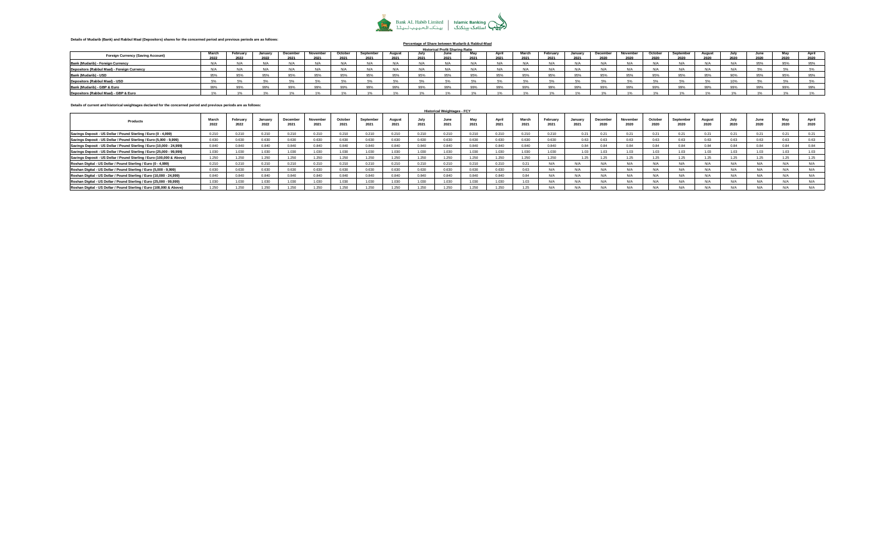Details of Mudarib (Bank) and Rabbul Maal (Depositors) shares for the concerned period and previous periods are as follows:

**Percentage of Share between Mudarib & Rabbul-Maal**

**Historical Profit Sharing Ratio**

| Foreign Currency (Saving Account) | March 2022 | February 2022 | January 2022 | December 2021 | November 2021 | October 2021 | September 2021 | August 2021 | July 2021 | June 2021 | May 2021 | April 2021 | March 2021 | February 2021 | January 2021 | December 2020 | November 2020 | October 2020 | September 2020 | August 2020 | July 2020 | June 2020 | May 2020 | April 2020 |
|---|---|---|---|---|---|---|---|---|---|---|---|---|---|---|---|---|---|---|---|---|---|---|---|---|
| Bank (Mudarib) - Foreign Currency | N/A | N/A | N/A | N/A | N/A | N/A | N/A | N/A | N/A | N/A | N/A | N/A | N/A | N/A | N/A | N/A | N/A | N/A | N/A | N/A | N/A | 95% | 95% | 95% |
| Depositors (Rabbul Maal) - Foreign Currency | N/A | N/A | N/A | N/A | N/A | N/A | N/A | N/A | N/A | N/A | N/A | N/A | N/A | N/A | N/A | N/A | N/A | N/A | N/A | N/A | N/A | 5% | 5% | 5% |
| Bank (Mudarib) - USD | 95% | 95% | 95% | 95% | 95% | 95% | 95% | 95% | 95% | 95% | 95% | 95% | 95% | 95% | 95% | 95% | 95% | 95% | 95% | 95% | 90% | 95% | 95% | 95% |
| Depositors (Rabbul Maal) - USD | 5% | 5% | 5% | 5% | 5% | 5% | 5% | 5% | 5% | 5% | 5% | 5% | 5% | 5% | 5% | 5% | 5% | 5% | 5% | 5% | 10% | 5% | 5% | 5% |
| Bank (Mudarib) - GBP & Euro | 99% | 99% | 99% | 99% | 99% | 99% | 99% | 99% | 99% | 99% | 99% | 99% | 99% | 99% | 99% | 99% | 99% | 99% | 99% | 99% | 99% | 99% | 99% | 99% |
| Depositors (Rabbul Maal) - GBP & Euro | 1% | 1% | 1% | 1% | 1% | 1% | 1% | 1% | 1% | 1% | 1% | 1% | 1% | 1% | 1% | 1% | 1% | 1% | 1% | 1% | 1% | 1% | 1% | 1% |

Details of current and historical weightages declared for the concerned period and previous periods are as follows:

**Historical Weightages - FCY**

| Products | March 2022 | February 2022 | January 2022 | December 2021 | November 2021 | October 2021 | September 2021 | August 2021 | July 2021 | June 2021 | May 2021 | April 2021 | March 2021 | February 2021 | January 2021 | December 2020 | November 2020 | October 2020 | September 2020 | August 2020 | July 2020 | June 2020 | May 2020 | April 2020 |
|---|---|---|---|---|---|---|---|---|---|---|---|---|---|---|---|---|---|---|---|---|---|---|---|---|
| Savings Deposit - US Dollar / Pound Sterling / Euro (0 - 4,999) | 0.210 | 0.210 | 0.210 | 0.210 | 0.210 | 0.210 | 0.210 | 0.210 | 0.210 | 0.210 | 0.210 | 0.210 | 0.210 | 0.210 | 0.21 | 0.21 | 0.21 | 0.21 | 0.21 | 0.21 | 0.21 | 0.21 | 0.21 | 0.21 |
| Savings Deposit - US Dollar / Pound Sterling / Euro (5,000 - 9,999) | 0.630 | 0.630 | 0.630 | 0.630 | 0.630 | 0.630 | 0.630 | 0.630 | 0.630 | 0.630 | 0.630 | 0.630 | 0.630 | 0.630 | 0.63 | 0.63 | 0.63 | 0.63 | 0.63 | 0.63 | 0.63 | 0.63 | 0.63 | 0.63 |
| Savings Deposit - US Dollar / Pound Sterling / Euro (10,000 - 24,999) | 0.840 | 0.840 | 0.840 | 0.840 | 0.840 | 0.840 | 0.840 | 0.840 | 0.840 | 0.840 | 0.840 | 0.840 | 0.840 | 0.840 | 0.84 | 0.84 | 0.84 | 0.84 | 0.84 | 0.84 | 0.84 | 0.84 | 0.84 | 0.84 |
| Savings Deposit - US Dollar / Pound Sterling / Euro (25,000 - 99,999) | 1.030 | 1.030 | 1.030 | 1.030 | 1.030 | 1.030 | 1.030 | 1.030 | 1.030 | 1.030 | 1.030 | 1.030 | 1.030 | 1.030 | 1.03 | 1.03 | 1.03 | 1.03 | 1.03 | 1.03 | 1.03 | 1.03 | 1.03 | 1.03 |
| Savings Deposit - US Dollar / Pound Sterling / Euro (100,000 & Above) | 1.250 | 1.250 | 1.250 | 1.250 | 1.250 | 1.250 | 1.250 | 1.250 | 1.250 | 1.250 | 1.250 | 1.250 | 1.250 | 1.250 | 1.25 | 1.25 | 1.25 | 1.25 | 1.25 | 1.25 | 1.25 | 1.25 | 1.25 | 1.25 |
| Roshan Digital - US Dollar / Pound Sterling / Euro (0 - 4,999) | 0.210 | 0.210 | 0.210 | 0.210 | 0.210 | 0.210 | 0.210 | 0.210 | 0.210 | 0.210 | 0.210 | 0.210 | 0.21 | N/A | N/A | N/A | N/A | N/A | N/A | N/A | N/A | N/A | N/A | N/A |
| Roshan Digital - US Dollar / Pound Sterling / Euro (5,000 - 9,999) | 0.630 | 0.630 | 0.630 | 0.630 | 0.630 | 0.630 | 0.630 | 0.630 | 0.630 | 0.630 | 0.630 | 0.630 | 0.63 | N/A | N/A | N/A | N/A | N/A | N/A | N/A | N/A | N/A | N/A | N/A |
| Roshan Digital - US Dollar / Pound Sterling / Euro (10,000 - 24,999) | 0.840 | 0.840 | 0.840 | 0.840 | 0.840 | 0.840 | 0.840 | 0.840 | 0.840 | 0.840 | 0.840 | 0.840 | 0.84 | N/A | N/A | N/A | N/A | N/A | N/A | N/A | N/A | N/A | N/A | N/A |
| Roshan Digital - US Dollar / Pound Sterling / Euro (25,000 - 99,999) | 1.030 | 1.030 | 1.030 | 1.030 | 1.030 | 1.030 | 1.030 | 1.030 | 1.030 | 1.030 | 1.030 | 1.030 | 1.03 | N/A | N/A | N/A | N/A | N/A | N/A | N/A | N/A | N/A | N/A | N/A |
| Roshan Digital - US Dollar / Pound Sterling / Euro (100,000 & Above) | 1.250 | 1.250 | 1.250 | 1.250 | 1.250 | 1.250 | 1.250 | 1.250 | 1.250 | 1.250 | 1.250 | 1.250 | 1.25 | N/A | N/A | N/A | N/A | N/A | N/A | N/A | N/A | N/A | N/A | N/A |